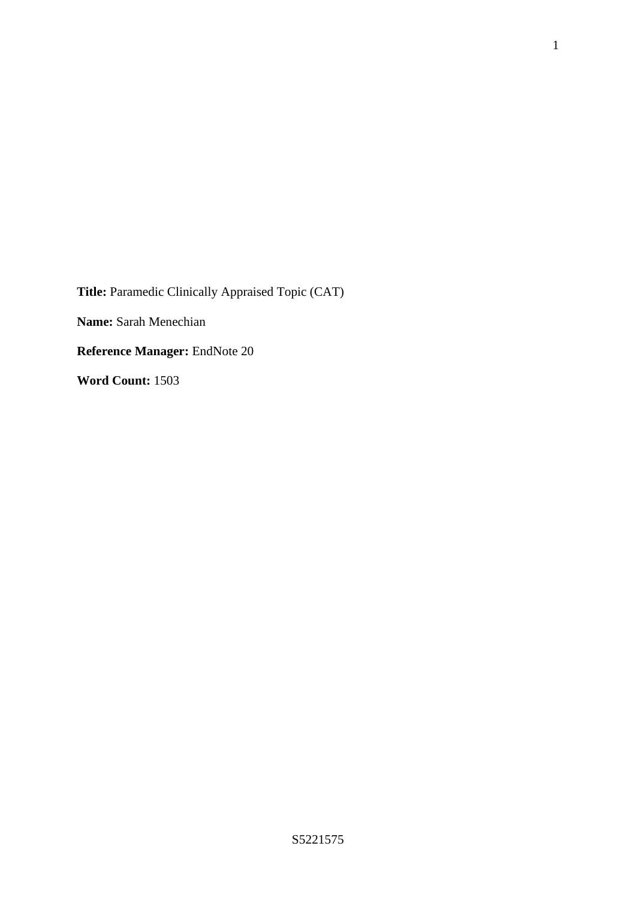**Title:** Paramedic Clinically Appraised Topic (CAT)

**Name:** Sarah Menechian

**Reference Manager:** EndNote 20

**Word Count:** 1503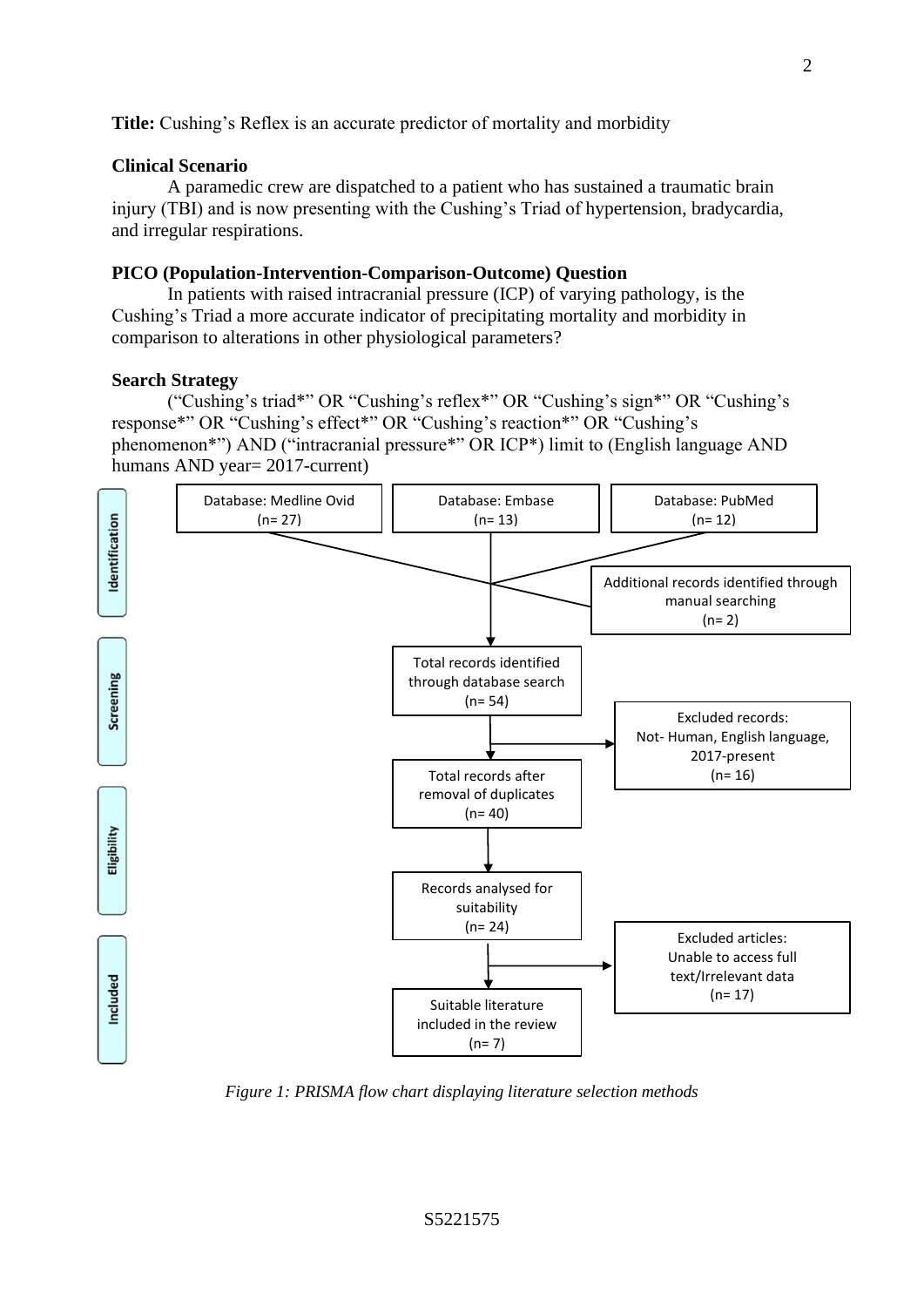**Title:** Cushing's Reflex is an accurate predictor of mortality and morbidity

**Clinical Scenario**

A paramedic crew are dispatched to a patient who has sustained a traumatic brain injury (TBI) and is now presenting with the Cushing's Triad of hypertension, bradycardia, and irregular respirations.

**PICO (Population-Intervention-Comparison-Outcome) Question**

In patients with raised intracranial pressure (ICP) of varying pathology, is the Cushing's Triad a more accurate indicator of precipitating mortality and morbidity in comparison to alterations in other physiological parameters?

**Search Strategy**

("Cushing's triad*" OR "Cushing's reflex*" OR "Cushing's sign*" OR "Cushing's response*" OR "Cushing's effect*" OR "Cushing's reaction*" OR "Cushing's phenomenon*") AND ("intracranial pressure*" OR ICP*) limit to (English language AND humans AND year= 2017-current)

**Identification**

- Database: Medline Ovid (n= 27)
- Database: Embase (n= 13)
- Database: PubMed (n= 12)
- Additional records identified through manual searching (n= 2)

**Screening**

- Total records identified through database search (n= 54)
- Excluded records: Not- Human, English language, 2017-present (n= 16)
- Total records after removal of duplicates (n= 40)

**Eligibility**

- Records analysed for suitability (n= 24)
- Excluded articles: Unable to access full text/Irrelevant data (n= 17)

**Included**

- Suitable literature included in the review (n= 7)

*Figure 1: PRISMA flow chart displaying literature selection methods*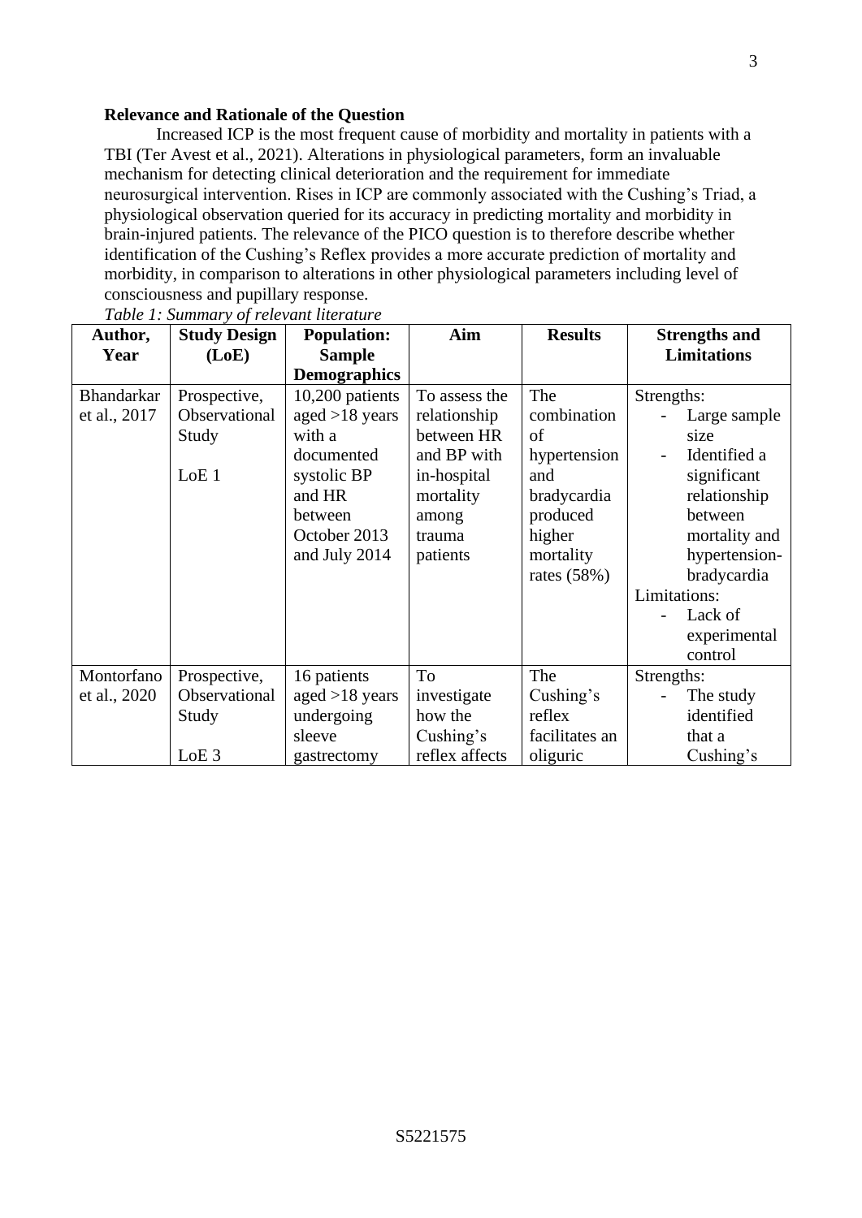**Relevance and Rationale of the Question**

Increased ICP is the most frequent cause of morbidity and mortality in patients with a TBI (Ter Avest et al., 2021). Alterations in physiological parameters, form an invaluable mechanism for detecting clinical deterioration and the requirement for immediate neurosurgical intervention. Rises in ICP are commonly associated with the Cushing's Triad, a physiological observation queried for its accuracy in predicting mortality and morbidity in brain-injured patients. The relevance of the PICO question is to therefore describe whether identification of the Cushing's Reflex provides a more accurate prediction of mortality and morbidity, in comparison to alterations in other physiological parameters including level of consciousness and pupillary response.

*Table 1: Summary of relevant literature*

| Author, Year | Study Design (LoE) | Population: Sample Demographics | Aim | Results | Strengths and Limitations |
|---|---|---|---|---|---|
| Bhandarkar et al., 2017 | Prospective, Observational Study<br><br>LoE 1 | 10,200 patients aged >18 years with a documented systolic BP and HR between October 2013 and July 2014 | To assess the relationship between HR and BP with in-hospital mortality among trauma patients | The combination of hypertension and bradycardia produced higher mortality rates (58%) | Strengths:<br>- Large sample size<br>- Identified a significant relationship between mortality and hypertension-bradycardia<br>Limitations:<br>- Lack of experimental control |
| Montorfano et al., 2020 | Prospective, Observational Study<br><br>LoE 3 | 16 patients aged >18 years undergoing sleeve gastrectomy | To investigate how the Cushing's reflex affects | The Cushing's reflex facilitates an oliguric | Strengths:<br>- The study identified that a Cushing's |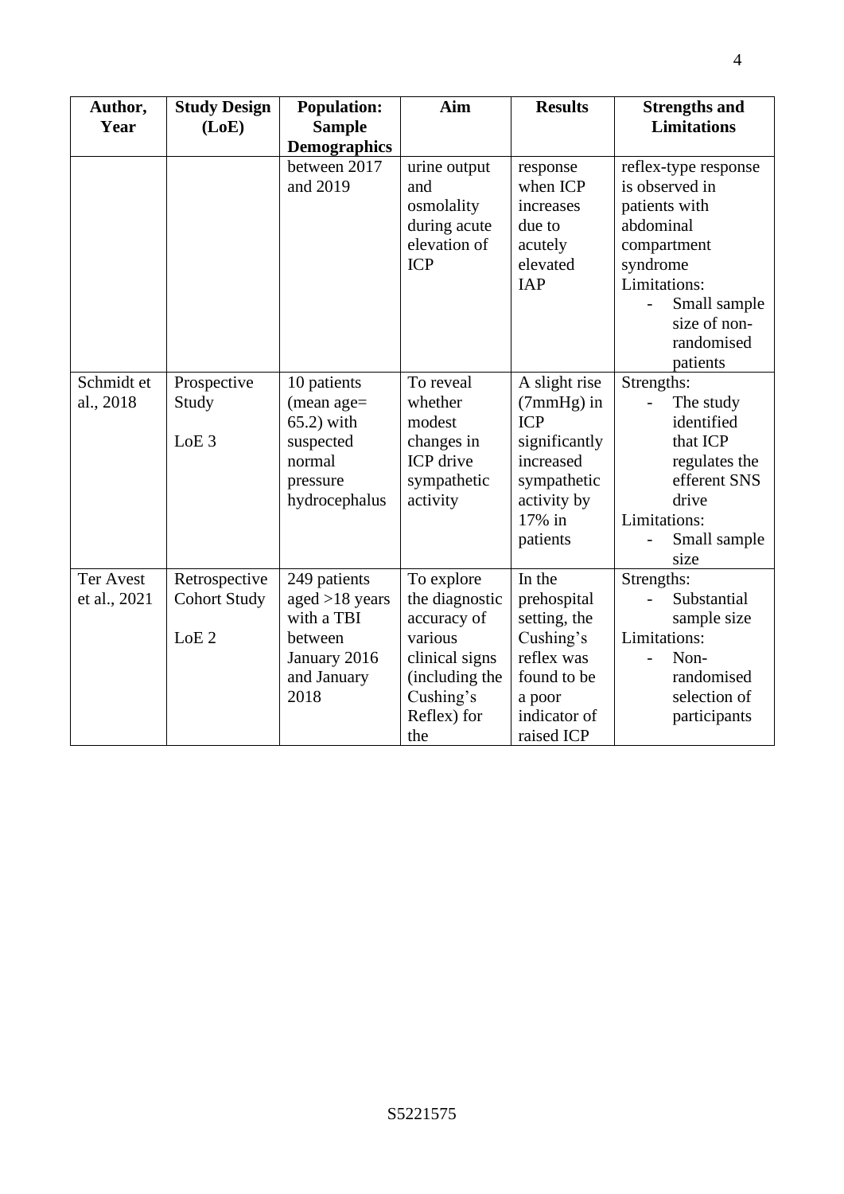| Author, Year | Study Design (LoE) | Population: Sample Demographics | Aim | Results | Strengths and Limitations |
|---|---|---|---|---|---|
| | | between 2017 and 2019 | urine output and osmolality during acute elevation of ICP | response when ICP increases due to acutely elevated IAP | reflex-type response is observed in patients with abdominal compartment syndrome<br>Limitations:<br>- Small sample size of non-randomised patients |
| Schmidt et al., 2018 | Prospective Study<br><br>LoE 3 | 10 patients (mean age= 65.2) with suspected normal pressure hydrocephalus | To reveal whether modest changes in ICP drive sympathetic activity | A slight rise (7mmHg) in ICP significantly increased sympathetic activity by 17% in patients | Strengths:<br>- The study identified that ICP regulates the efferent SNS drive<br>Limitations:<br>- Small sample size |
| Ter Avest et al., 2021 | Retrospective Cohort Study<br><br>LoE 2 | 249 patients aged >18 years with a TBI between January 2016 and January 2018 | To explore the diagnostic accuracy of various clinical signs (including the Cushing's Reflex) for the | In the prehospital setting, the Cushing's reflex was found to be a poor indicator of raised ICP | Strengths:<br>- Substantial sample size<br>Limitations:<br>- Non-randomised selection of participants |

S5221575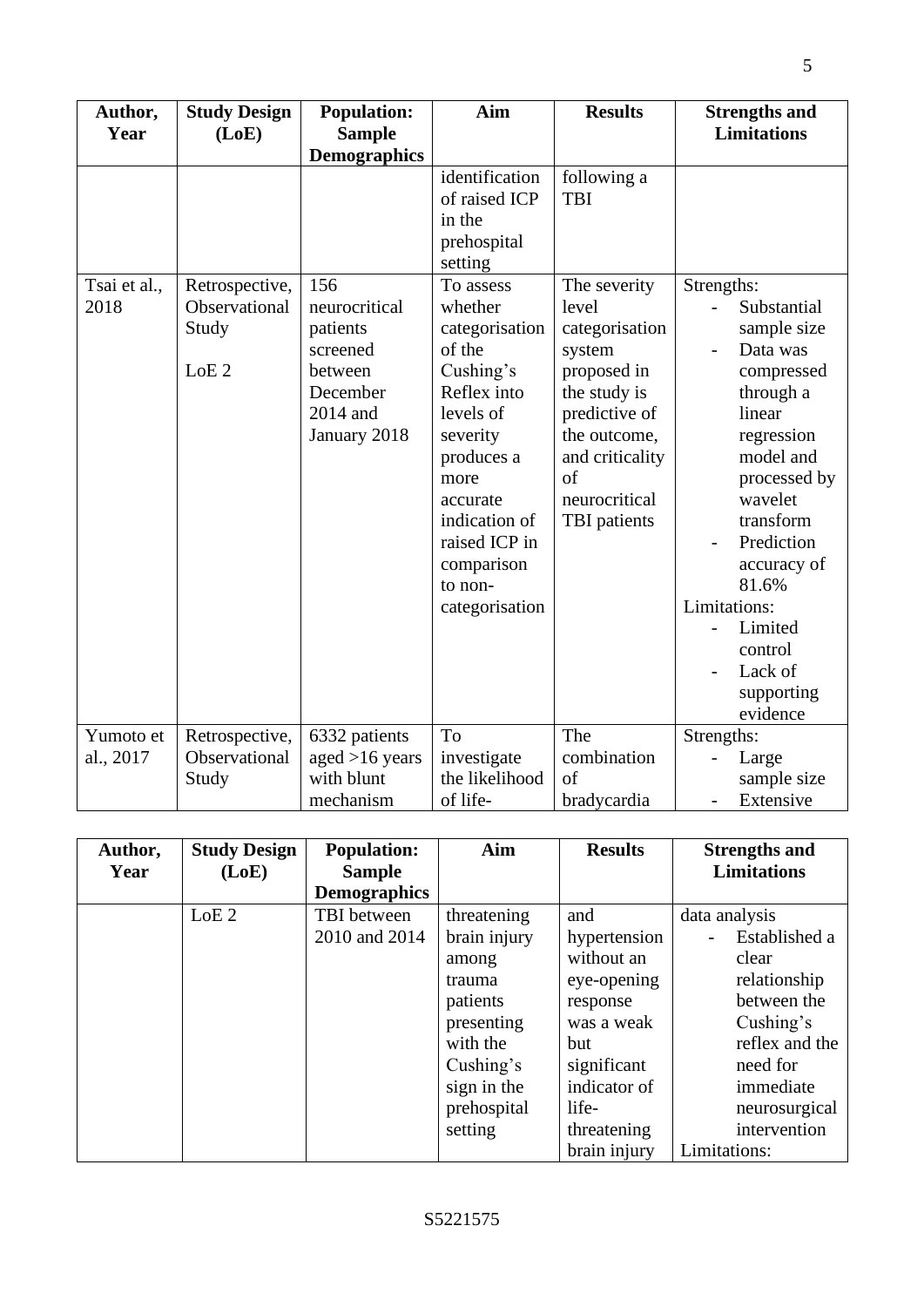| Author, Year | Study Design (LoE) | Population: Sample Demographics | Aim | Results | Strengths and Limitations |
|---|---|---|---|---|---|
| | | | identification of raised ICP in the prehospital setting | following a TBI | |
| Tsai et al., 2018 | Retrospective, Observational Study<br><br>LoE 2 | 156 neurocritical patients screened between December 2014 and January 2018 | To assess whether categorisation of the Cushing's Reflex into levels of severity produces a more accurate indication of raised ICP in comparison to non-categorisation | The severity level categorisation system proposed in the study is predictive of the outcome, and criticality of neurocritical TBI patients | Strengths:<br>- Substantial sample size<br>- Data was compressed through a linear regression model and processed by wavelet transform<br>- Prediction accuracy of 81.6%<br>Limitations:<br>- Limited control<br>- Lack of supporting evidence |
| Yumoto et al., 2017 | Retrospective, Observational Study<br><br>LoE 2 | 6332 patients aged >16 years with blunt mechanism TBI between 2010 and 2014 | To investigate the likelihood of life-threatening brain injury among trauma patients presenting with the Cushing's sign in the prehospital setting | The combination of bradycardia and hypertension without an eye-opening response was a weak but significant indicator of life-threatening brain injury | Strengths:<br>- Large sample size<br>- Extensive data analysis<br>- Established a clear relationship between the Cushing's reflex and the need for immediate neurosurgical intervention<br>Limitations: |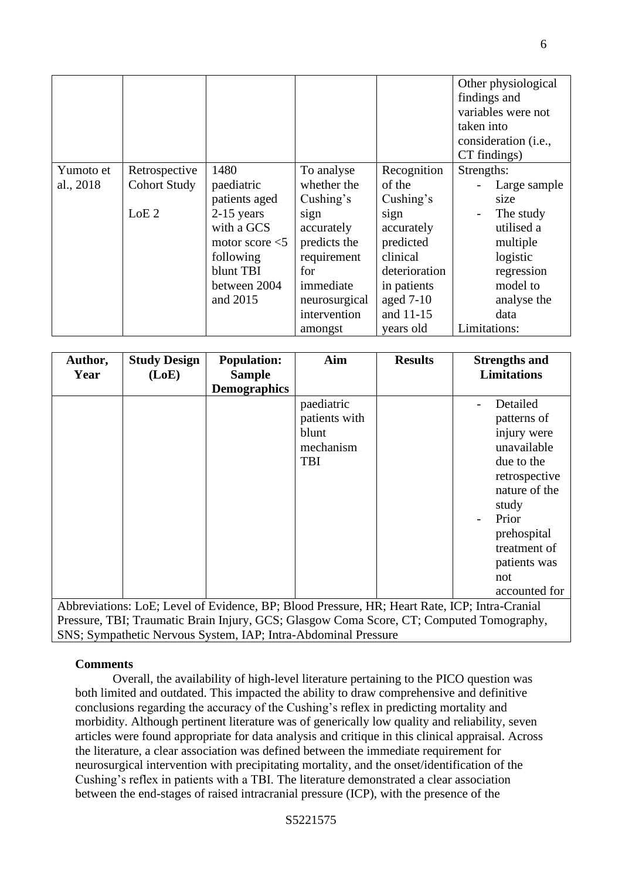| Author, Year | Study Design (LoE) | Population: Sample Demographics | Aim | Results | Strengths and Limitations |
|---|---|---|---|---|---|
| | | | | | Other physiological findings and variables were not taken into consideration (i.e., CT findings) |
| Yumoto et al., 2018 | Retrospective Cohort Study<br><br>LoE 2 | 1480 paediatric patients aged 2-15 years with a GCS motor score <5 following blunt TBI between 2004 and 2015 | To analyse whether the Cushing's sign accurately predicts the requirement for immediate neurosurgical intervention amongst paediatric patients with blunt mechanism TBI | Recognition of the Cushing's sign accurately predicted clinical deterioration in patients aged 7-10 and 11-15 years old | Strengths:<br>- Large sample size<br>- The study utilised a multiple logistic regression model to analyse the data<br>Limitations:<br>- Detailed patterns of injury were unavailable due to the retrospective nature of the study<br>- Prior prehospital treatment of patients was not accounted for |

Abbreviations: LoE; Level of Evidence, BP; Blood Pressure, HR; Heart Rate, ICP; Intra-Cranial Pressure, TBI; Traumatic Brain Injury, GCS; Glasgow Coma Score, CT; Computed Tomography, SNS; Sympathetic Nervous System, IAP; Intra-Abdominal Pressure

**Comments**

Overall, the availability of high-level literature pertaining to the PICO question was both limited and outdated. This impacted the ability to draw comprehensive and definitive conclusions regarding the accuracy of the Cushing's reflex in predicting mortality and morbidity. Although pertinent literature was of generically low quality and reliability, seven articles were found appropriate for data analysis and critique in this clinical appraisal. Across the literature, a clear association was defined between the immediate requirement for neurosurgical intervention with precipitating mortality, and the onset/identification of the Cushing's reflex in patients with a TBI. The literature demonstrated a clear association between the end-stages of raised intracranial pressure (ICP), with the presence of the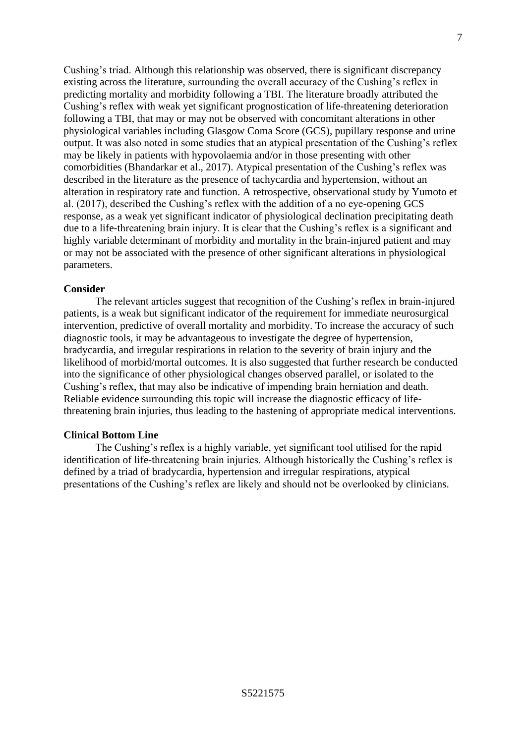Cushing's triad. Although this relationship was observed, there is significant discrepancy existing across the literature, surrounding the overall accuracy of the Cushing's reflex in predicting mortality and morbidity following a TBI. The literature broadly attributed the Cushing's reflex with weak yet significant prognostication of life-threatening deterioration following a TBI, that may or may not be observed with concomitant alterations in other physiological variables including Glasgow Coma Score (GCS), pupillary response and urine output. It was also noted in some studies that an atypical presentation of the Cushing's reflex may be likely in patients with hypovolaemia and/or in those presenting with other comorbidities (Bhandarkar et al., 2017). Atypical presentation of the Cushing's reflex was described in the literature as the presence of tachycardia and hypertension, without an alteration in respiratory rate and function. A retrospective, observational study by Yumoto et al. (2017), described the Cushing's reflex with the addition of a no eye-opening GCS response, as a weak yet significant indicator of physiological declination precipitating death due to a life-threatening brain injury. It is clear that the Cushing's reflex is a significant and highly variable determinant of morbidity and mortality in the brain-injured patient and may or may not be associated with the presence of other significant alterations in physiological parameters.

**Consider**

The relevant articles suggest that recognition of the Cushing's reflex in brain-injured patients, is a weak but significant indicator of the requirement for immediate neurosurgical intervention, predictive of overall mortality and morbidity. To increase the accuracy of such diagnostic tools, it may be advantageous to investigate the degree of hypertension, bradycardia, and irregular respirations in relation to the severity of brain injury and the likelihood of morbid/mortal outcomes. It is also suggested that further research be conducted into the significance of other physiological changes observed parallel, or isolated to the Cushing's reflex, that may also be indicative of impending brain herniation and death. Reliable evidence surrounding this topic will increase the diagnostic efficacy of life-threatening brain injuries, thus leading to the hastening of appropriate medical interventions.

**Clinical Bottom Line**

The Cushing's reflex is a highly variable, yet significant tool utilised for the rapid identification of life-threatening brain injuries. Although historically the Cushing's reflex is defined by a triad of bradycardia, hypertension and irregular respirations, atypical presentations of the Cushing's reflex are likely and should not be overlooked by clinicians.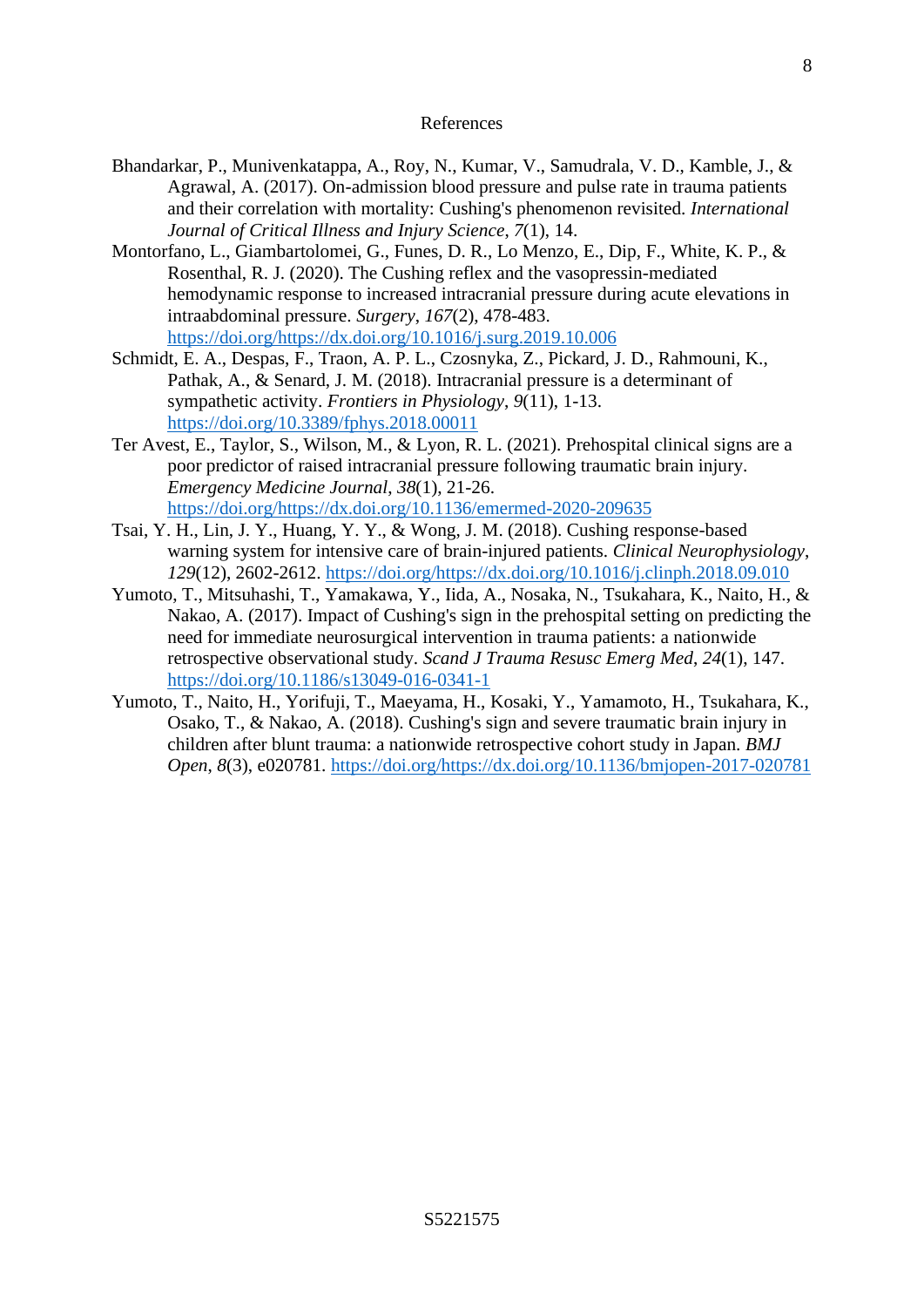# References

Bhandarkar, P., Munivenkatappa, A., Roy, N., Kumar, V., Samudrala, V. D., Kamble, J., & Agrawal, A. (2017). On-admission blood pressure and pulse rate in trauma patients and their correlation with mortality: Cushing's phenomenon revisited. *International Journal of Critical Illness and Injury Science*, *7*(1), 14.

Montorfano, L., Giambartolomei, G., Funes, D. R., Lo Menzo, E., Dip, F., White, K. P., & Rosenthal, R. J. (2020). The Cushing reflex and the vasopressin-mediated hemodynamic response to increased intracranial pressure during acute elevations in intraabdominal pressure. *Surgery*, *167*(2), 478-483. https://doi.org/https://dx.doi.org/10.1016/j.surg.2019.10.006

Schmidt, E. A., Despas, F., Traon, A. P. L., Czosnyka, Z., Pickard, J. D., Rahmouni, K., Pathak, A., & Senard, J. M. (2018). Intracranial pressure is a determinant of sympathetic activity. *Frontiers in Physiology*, *9*(11), 1-13. https://doi.org/10.3389/fphys.2018.00011

Ter Avest, E., Taylor, S., Wilson, M., & Lyon, R. L. (2021). Prehospital clinical signs are a poor predictor of raised intracranial pressure following traumatic brain injury. *Emergency Medicine Journal*, *38*(1), 21-26. https://doi.org/https://dx.doi.org/10.1136/emermed-2020-209635

Tsai, Y. H., Lin, J. Y., Huang, Y. Y., & Wong, J. M. (2018). Cushing response-based warning system for intensive care of brain-injured patients. *Clinical Neurophysiology*, *129*(12), 2602-2612. https://doi.org/https://dx.doi.org/10.1016/j.clinph.2018.09.010

Yumoto, T., Mitsuhashi, T., Yamakawa, Y., Iida, A., Nosaka, N., Tsukahara, K., Naito, H., & Nakao, A. (2017). Impact of Cushing's sign in the prehospital setting on predicting the need for immediate neurosurgical intervention in trauma patients: a nationwide retrospective observational study. *Scand J Trauma Resusc Emerg Med*, *24*(1), 147. https://doi.org/10.1186/s13049-016-0341-1

Yumoto, T., Naito, H., Yorifuji, T., Maeyama, H., Kosaki, Y., Yamamoto, H., Tsukahara, K., Osako, T., & Nakao, A. (2018). Cushing's sign and severe traumatic brain injury in children after blunt trauma: a nationwide retrospective cohort study in Japan. *BMJ Open*, *8*(3), e020781. https://doi.org/https://dx.doi.org/10.1136/bmjopen-2017-020781

S5221575